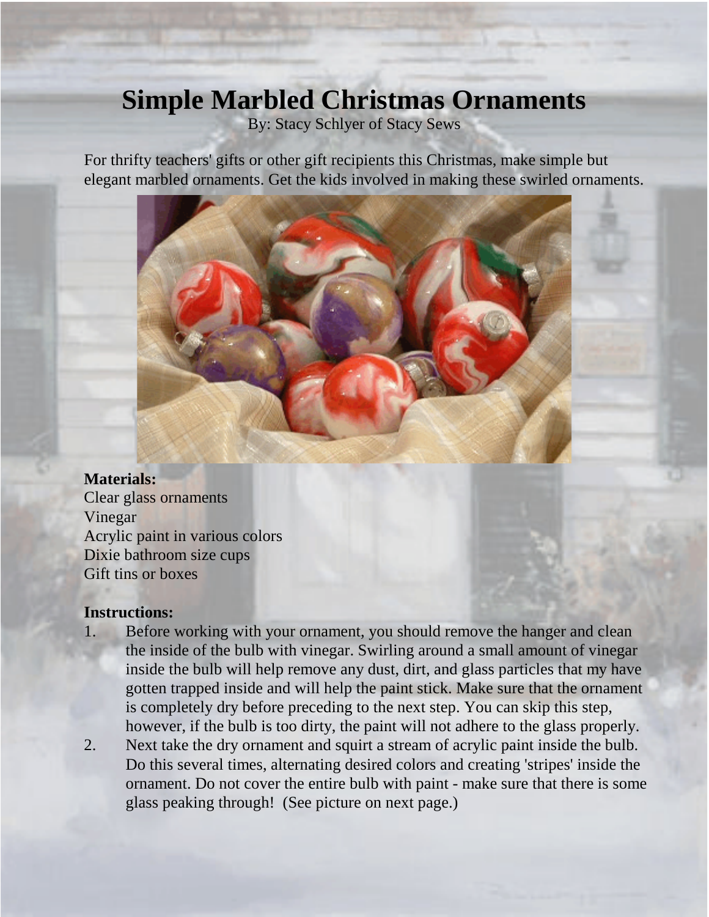# Simple Marbled Christmas Ornaments

By: Stacy Schlyer of Stacy Sews

For thrifty teachers' gifts or other gift recipients this Christmas, make simple but elegant marbled ornaments. Get the kids involved in making these swirled ornaments.

**Materials:**
Clear glass ornaments
Vinegar
Acrylic paint in various colors
Dixie bathroom size cups
Gift tins or boxes

**Instructions:**

1. Before working with your ornament, you should remove the hanger and clean the inside of the bulb with vinegar. Swirling around a small amount of vinegar inside the bulb will help remove any dust, dirt, and glass particles that my have gotten trapped inside and will help the paint stick. Make sure that the ornament is completely dry before preceding to the next step. You can skip this step, however, if the bulb is too dirty, the paint will not adhere to the glass properly.
2. Next take the dry ornament and squirt a stream of acrylic paint inside the bulb. Do this several times, alternating desired colors and creating 'stripes' inside the ornament. Do not cover the entire bulb with paint - make sure that there is some glass peaking through! (See picture on next page.)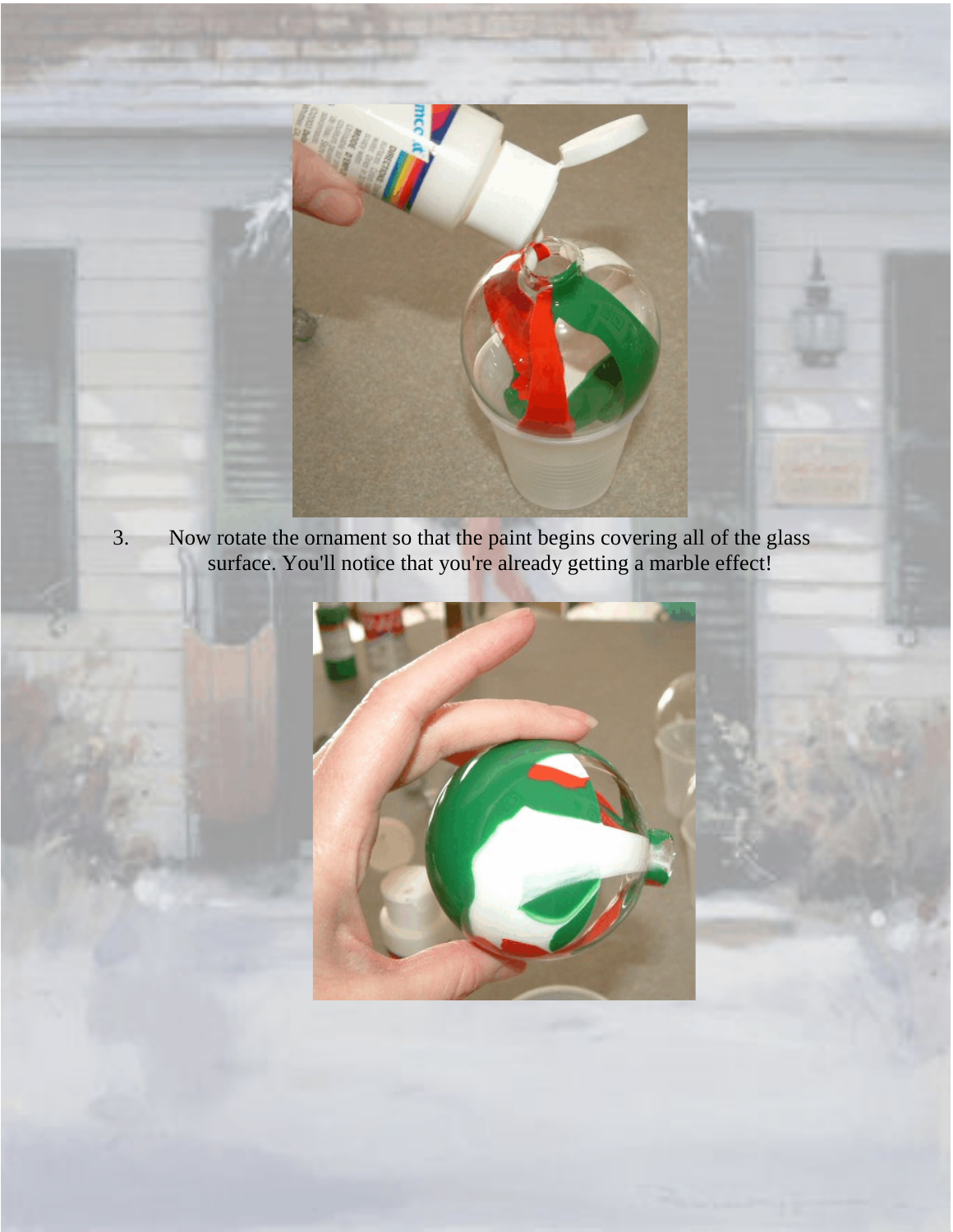3. Now rotate the ornament so that the paint begins covering all of the glass surface. You'll notice that you're already getting a marble effect!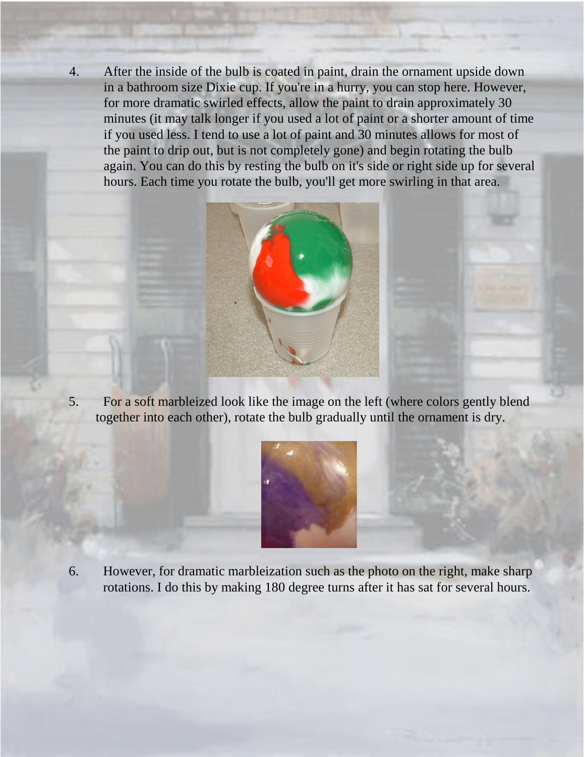4. After the inside of the bulb is coated in paint, drain the ornament upside down in a bathroom size Dixie cup. If you're in a hurry, you can stop here. However, for more dramatic swirled effects, allow the paint to drain approximately 30 minutes (it may talk longer if you used a lot of paint or a shorter amount of time if you used less. I tend to use a lot of paint and 30 minutes allows for most of the paint to drip out, but is not completely gone) and begin rotating the bulb again. You can do this by resting the bulb on it's side or right side up for several hours. Each time you rotate the bulb, you'll get more swirling in that area.

5. For a soft marbleized look like the image on the left (where colors gently blend together into each other), rotate the bulb gradually until the ornament is dry.

6. However, for dramatic marbleization such as the photo on the right, make sharp rotations. I do this by making 180 degree turns after it has sat for several hours.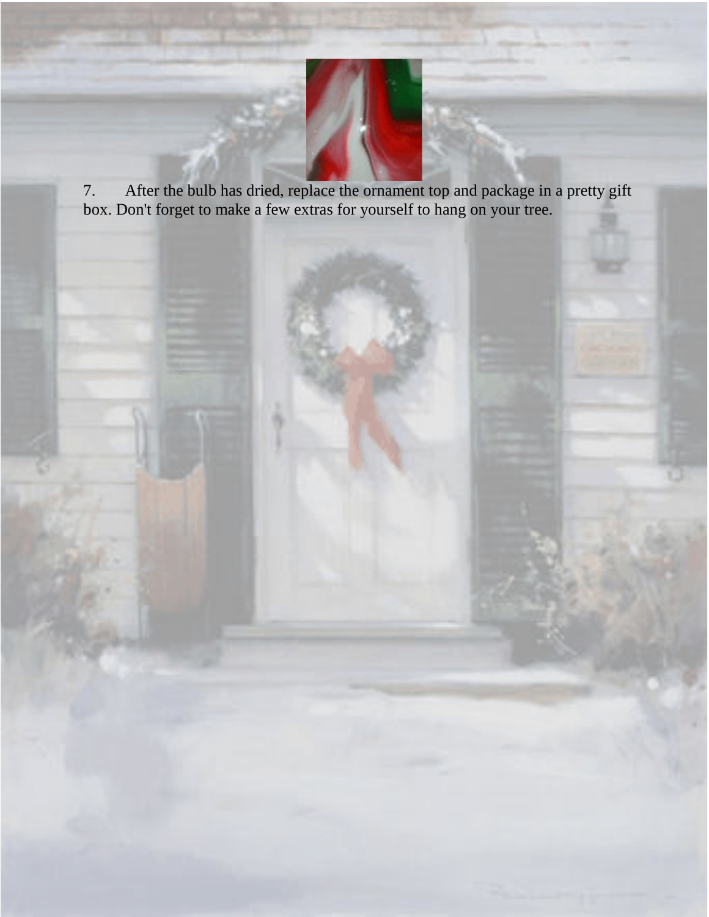7. After the bulb has dried, replace the ornament top and package in a pretty gift box. Don't forget to make a few extras for yourself to hang on your tree.